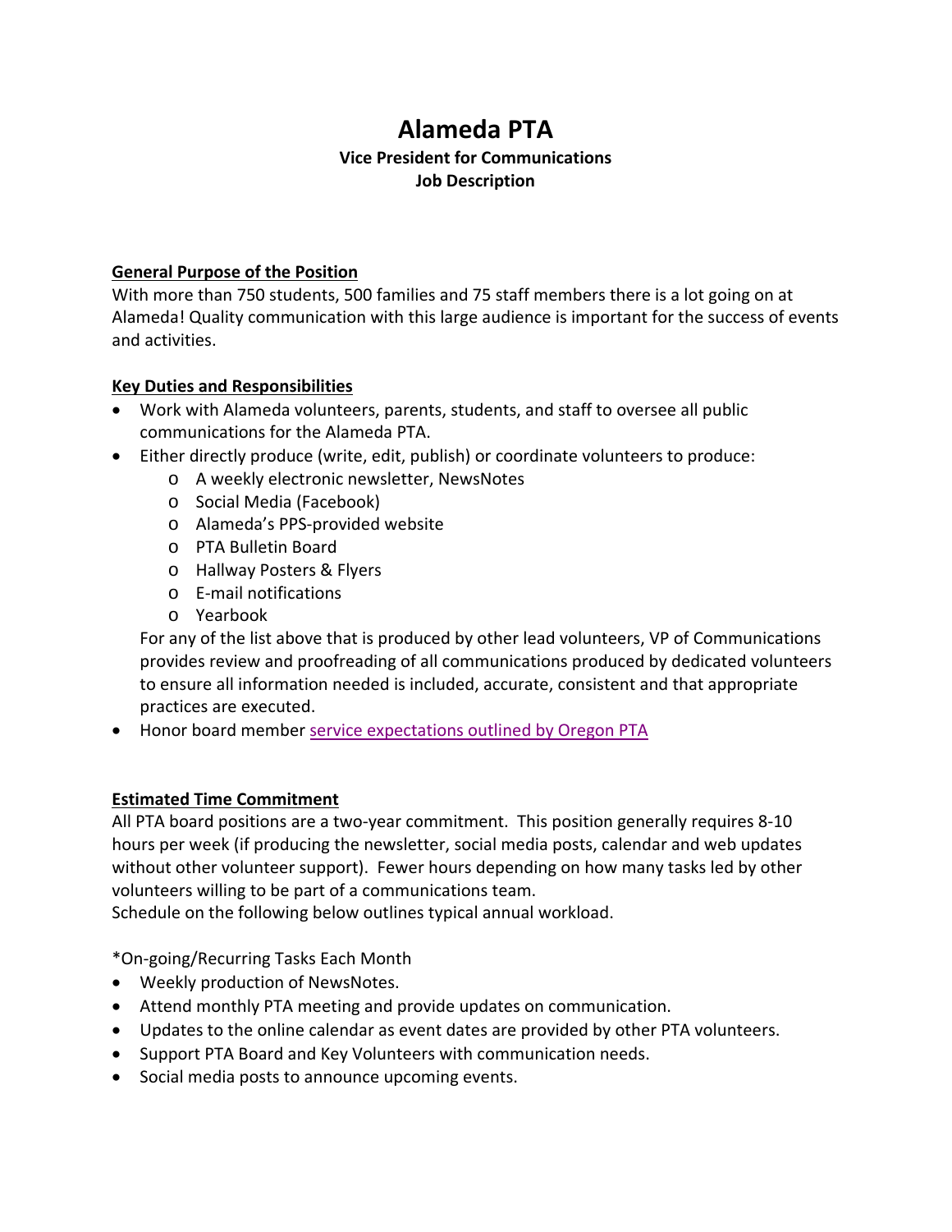# Alameda PTA

**Vice President for Communications**
**Job Description**

## General Purpose of the Position

With more than 750 students, 500 families and 75 staff members there is a lot going on at Alameda! Quality communication with this large audience is important for the success of events and activities.

## Key Duties and Responsibilities

- Work with Alameda volunteers, parents, students, and staff to oversee all public communications for the Alameda PTA.
- Either directly produce (write, edit, publish) or coordinate volunteers to produce:
  - A weekly electronic newsletter, NewsNotes
  - Social Media (Facebook)
  - Alameda's PPS-provided website
  - PTA Bulletin Board
  - Hallway Posters & Flyers
  - E-mail notifications
  - Yearbook

  For any of the list above that is produced by other lead volunteers, VP of Communications provides review and proofreading of all communications produced by dedicated volunteers to ensure all information needed is included, accurate, consistent and that appropriate practices are executed.
- Honor board member service expectations outlined by Oregon PTA

## Estimated Time Commitment

All PTA board positions are a two-year commitment. This position generally requires 8-10 hours per week (if producing the newsletter, social media posts, calendar and web updates without other volunteer support). Fewer hours depending on how many tasks led by other volunteers willing to be part of a communications team.
Schedule on the following below outlines typical annual workload.

*On-going/Recurring Tasks Each Month

- Weekly production of NewsNotes.
- Attend monthly PTA meeting and provide updates on communication.
- Updates to the online calendar as event dates are provided by other PTA volunteers.
- Support PTA Board and Key Volunteers with communication needs.
- Social media posts to announce upcoming events.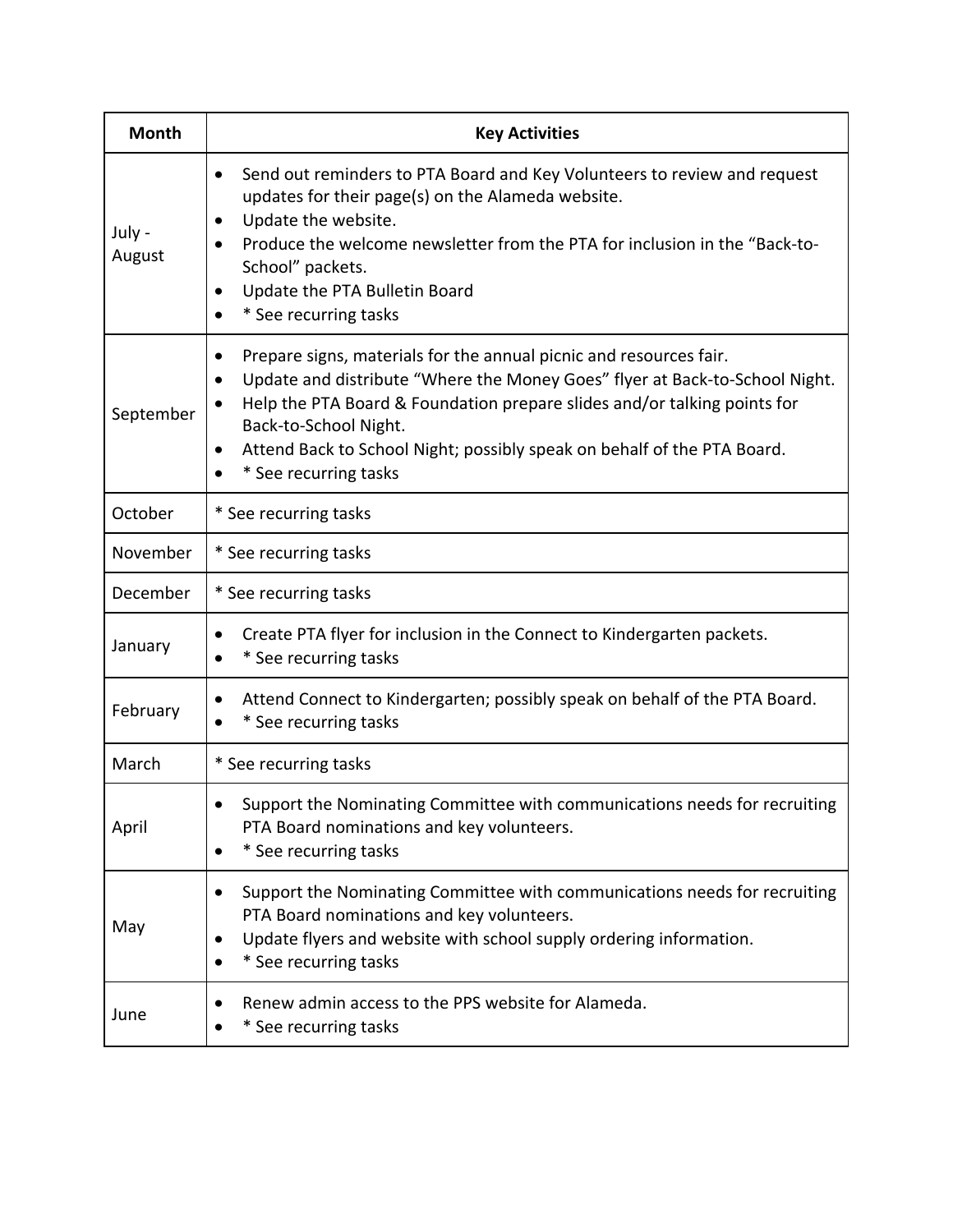| Month | Key Activities |
| --- | --- |
| July - August | • Send out reminders to PTA Board and Key Volunteers to review and request updates for their page(s) on the Alameda website.<br>• Update the website.<br>• Produce the welcome newsletter from the PTA for inclusion in the "Back-to-School" packets.<br>• Update the PTA Bulletin Board<br>• * See recurring tasks |
| September | • Prepare signs, materials for the annual picnic and resources fair.<br>• Update and distribute "Where the Money Goes" flyer at Back-to-School Night.<br>• Help the PTA Board & Foundation prepare slides and/or talking points for Back-to-School Night.<br>• Attend Back to School Night; possibly speak on behalf of the PTA Board.<br>• * See recurring tasks |
| October | * See recurring tasks |
| November | * See recurring tasks |
| December | * See recurring tasks |
| January | • Create PTA flyer for inclusion in the Connect to Kindergarten packets.<br>• * See recurring tasks |
| February | • Attend Connect to Kindergarten; possibly speak on behalf of the PTA Board.<br>• * See recurring tasks |
| March | * See recurring tasks |
| April | • Support the Nominating Committee with communications needs for recruiting PTA Board nominations and key volunteers.<br>• * See recurring tasks |
| May | • Support the Nominating Committee with communications needs for recruiting PTA Board nominations and key volunteers.<br>• Update flyers and website with school supply ordering information.<br>• * See recurring tasks |
| June | • Renew admin access to the PPS website for Alameda.<br>• * See recurring tasks |